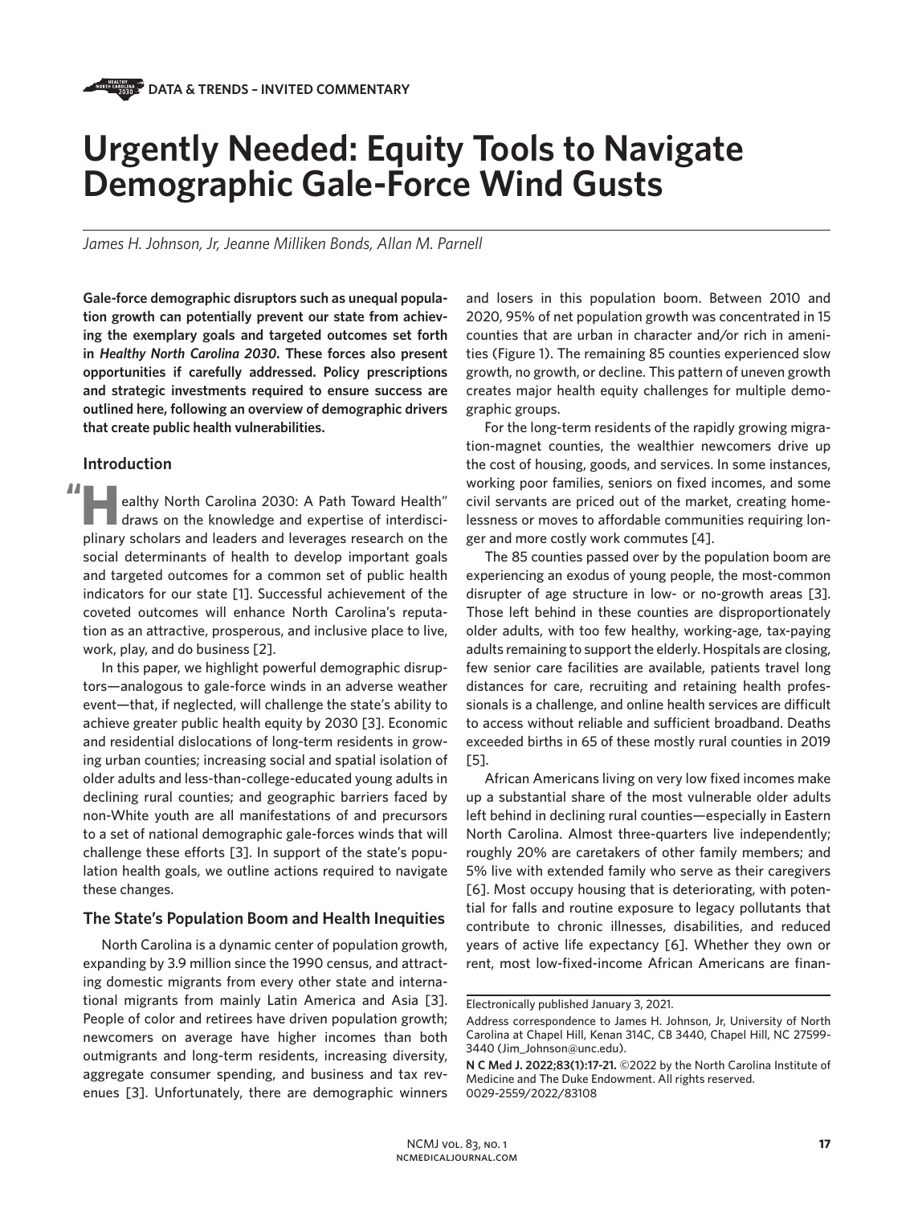DATA & TRENDS – INVITED COMMENTARY

# Urgently Needed: Equity Tools to Navigate Demographic Gale-Force Wind Gusts

*James H. Johnson, Jr, Jeanne Milliken Bonds, Allan M. Parnell*

**Gale-force demographic disruptors such as unequal population growth can potentially prevent our state from achieving the exemplary goals and targeted outcomes set forth in *Healthy North Carolina 2030*. These forces also present opportunities if carefully addressed. Policy prescriptions and strategic investments required to ensure success are outlined here, following an overview of demographic drivers that create public health vulnerabilities.**

## Introduction

"Healthy North Carolina 2030: A Path Toward Health" draws on the knowledge and expertise of interdisciplinary scholars and leaders and leverages research on the social determinants of health to develop important goals and targeted outcomes for a common set of public health indicators for our state [1]. Successful achievement of the coveted outcomes will enhance North Carolina's reputation as an attractive, prosperous, and inclusive place to live, work, play, and do business [2].

In this paper, we highlight powerful demographic disruptors—analogous to gale-force winds in an adverse weather event—that, if neglected, will challenge the state's ability to achieve greater public health equity by 2030 [3]. Economic and residential dislocations of long-term residents in growing urban counties; increasing social and spatial isolation of older adults and less-than-college-educated young adults in declining rural counties; and geographic barriers faced by non-White youth are all manifestations of and precursors to a set of national demographic gale-forces winds that will challenge these efforts [3]. In support of the state's population health goals, we outline actions required to navigate these changes.

## The State's Population Boom and Health Inequities

North Carolina is a dynamic center of population growth, expanding by 3.9 million since the 1990 census, and attracting domestic migrants from every other state and international migrants from mainly Latin America and Asia [3]. People of color and retirees have driven population growth; newcomers on average have higher incomes than both outmigrants and long-term residents, increasing diversity, aggregate consumer spending, and business and tax revenues [3]. Unfortunately, there are demographic winners and losers in this population boom. Between 2010 and 2020, 95% of net population growth was concentrated in 15 counties that are urban in character and/or rich in amenities (Figure 1). The remaining 85 counties experienced slow growth, no growth, or decline. This pattern of uneven growth creates major health equity challenges for multiple demographic groups.

For the long-term residents of the rapidly growing migration-magnet counties, the wealthier newcomers drive up the cost of housing, goods, and services. In some instances, working poor families, seniors on fixed incomes, and some civil servants are priced out of the market, creating homelessness or moves to affordable communities requiring longer and more costly work commutes [4].

The 85 counties passed over by the population boom are experiencing an exodus of young people, the most-common disrupter of age structure in low- or no-growth areas [3]. Those left behind in these counties are disproportionately older adults, with too few healthy, working-age, tax-paying adults remaining to support the elderly. Hospitals are closing, few senior care facilities are available, patients travel long distances for care, recruiting and retaining health professionals is a challenge, and online health services are difficult to access without reliable and sufficient broadband. Deaths exceeded births in 65 of these mostly rural counties in 2019 [5].

African Americans living on very low fixed incomes make up a substantial share of the most vulnerable older adults left behind in declining rural counties—especially in Eastern North Carolina. Almost three-quarters live independently; roughly 20% are caretakers of other family members; and 5% live with extended family who serve as their caregivers [6]. Most occupy housing that is deteriorating, with potential for falls and routine exposure to legacy pollutants that contribute to chronic illnesses, disabilities, and reduced years of active life expectancy [6]. Whether they own or rent, most low-fixed-income African Americans are finan-

---

Electronically published January 3, 2021.

Address correspondence to James H. Johnson, Jr, University of North Carolina at Chapel Hill, Kenan 314C, CB 3440, Chapel Hill, NC 27599-3440 (Jim_Johnson@unc.edu).

**N C Med J. 2022;83(1):17-21.** ©2022 by the North Carolina Institute of Medicine and The Duke Endowment. All rights reserved. 0029-2559/2022/83108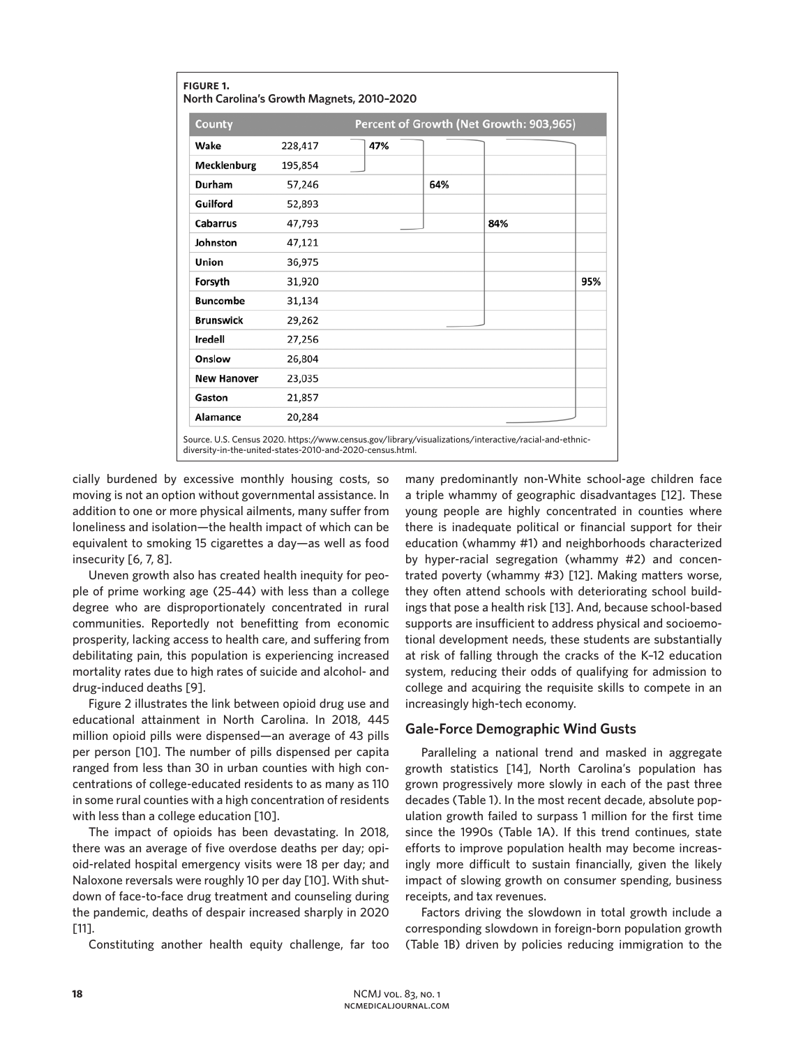**FIGURE 1.**
**North Carolina's Growth Magnets, 2010–2020**

| County | | Percent of Growth (Net Growth: 903,965) | | | |
|---|---|---|---|---|---|
| Wake | 228,417 | 47% | | | |
| Mecklenburg | 195,854 | | | | |
| Durham | 57,246 | | 64% | | |
| Guilford | 52,893 | | | | |
| Cabarrus | 47,793 | | | 84% | |
| Johnston | 47,121 | | | | |
| Union | 36,975 | | | | |
| Forsyth | 31,920 | | | | 95% |
| Buncombe | 31,134 | | | | |
| Brunswick | 29,262 | | | | |
| Iredell | 27,256 | | | | |
| Onslow | 26,804 | | | | |
| New Hanover | 23,035 | | | | |
| Gaston | 21,857 | | | | |
| Alamance | 20,284 | | | | |

Source. U.S. Census 2020. https://www.census.gov/library/visualizations/interactive/racial-and-ethnic-diversity-in-the-united-states-2010-and-2020-census.html.

cially burdened by excessive monthly housing costs, so moving is not an option without governmental assistance. In addition to one or more physical ailments, many suffer from loneliness and isolation—the health impact of which can be equivalent to smoking 15 cigarettes a day—as well as food insecurity [6, 7, 8].

Uneven growth also has created health inequity for people of prime working age (25-44) with less than a college degree who are disproportionately concentrated in rural communities. Reportedly not benefitting from economic prosperity, lacking access to health care, and suffering from debilitating pain, this population is experiencing increased mortality rates due to high rates of suicide and alcohol- and drug-induced deaths [9].

Figure 2 illustrates the link between opioid drug use and educational attainment in North Carolina. In 2018, 445 million opioid pills were dispensed—an average of 43 pills per person [10]. The number of pills dispensed per capita ranged from less than 30 in urban counties with high concentrations of college-educated residents to as many as 110 in some rural counties with a high concentration of residents with less than a college education [10].

The impact of opioids has been devastating. In 2018, there was an average of five overdose deaths per day; opioid-related hospital emergency visits were 18 per day; and Naloxone reversals were roughly 10 per day [10]. With shutdown of face-to-face drug treatment and counseling during the pandemic, deaths of despair increased sharply in 2020 [11].

Constituting another health equity challenge, far too many predominantly non-White school-age children face a triple whammy of geographic disadvantages [12]. These young people are highly concentrated in counties where there is inadequate political or financial support for their education (whammy #1) and neighborhoods characterized by hyper-racial segregation (whammy #2) and concentrated poverty (whammy #3) [12]. Making matters worse, they often attend schools with deteriorating school buildings that pose a health risk [13]. And, because school-based supports are insufficient to address physical and socioemotional development needs, these students are substantially at risk of falling through the cracks of the K–12 education system, reducing their odds of qualifying for admission to college and acquiring the requisite skills to compete in an increasingly high-tech economy.

## Gale-Force Demographic Wind Gusts

Paralleling a national trend and masked in aggregate growth statistics [14], North Carolina's population has grown progressively more slowly in each of the past three decades (Table 1). In the most recent decade, absolute population growth failed to surpass 1 million for the first time since the 1990s (Table 1A). If this trend continues, state efforts to improve population health may become increasingly more difficult to sustain financially, given the likely impact of slowing growth on consumer spending, business receipts, and tax revenues.

Factors driving the slowdown in total growth include a corresponding slowdown in foreign-born population growth (Table 1B) driven by policies reducing immigration to the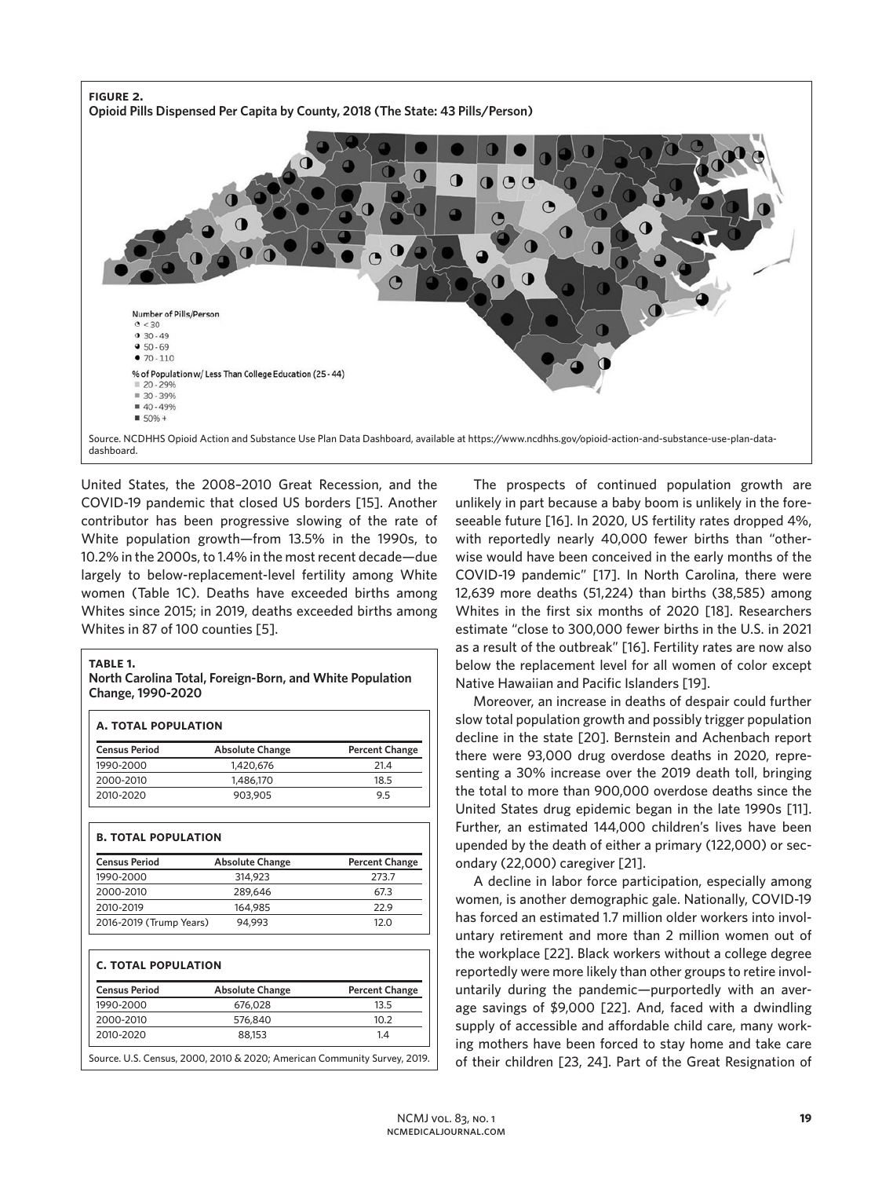**FIGURE 2.**
**Opioid Pills Dispensed Per Capita by County, 2018 (The State: 43 Pills/Person)**

Number of Pills/Person
- < 30
- 30 - 49
- 50 - 69
- 70 - 110

% of Population w/ Less Than College Education (25 - 44)
- 20 - 29%
- 30 - 39%
- 40 - 49%
- 50% +

Source. NCDHHS Opioid Action and Substance Use Plan Data Dashboard, available at https://www.ncdhhs.gov/opioid-action-and-substance-use-plan-data-dashboard.

United States, the 2008–2010 Great Recession, and the COVID-19 pandemic that closed US borders [15]. Another contributor has been progressive slowing of the rate of White population growth—from 13.5% in the 1990s, to 10.2% in the 2000s, to 1.4% in the most recent decade—due largely to below-replacement-level fertility among White women (Table 1C). Deaths have exceeded births among Whites since 2015; in 2019, deaths exceeded births among Whites in 87 of 100 counties [5].

**TABLE 1.**
**North Carolina Total, Foreign-Born, and White Population Change, 1990-2020**

**A. TOTAL POPULATION**

| Census Period | Absolute Change | Percent Change |
|---|---|---|
| 1990-2000 | 1,420,676 | 21.4 |
| 2000-2010 | 1,486,170 | 18.5 |
| 2010-2020 | 903,905 | 9.5 |

**B. TOTAL POPULATION**

| Census Period | Absolute Change | Percent Change |
|---|---|---|
| 1990-2000 | 314,923 | 273.7 |
| 2000-2010 | 289,646 | 67.3 |
| 2010-2019 | 164,985 | 22.9 |
| 2016-2019 (Trump Years) | 94,993 | 12.0 |

**C. TOTAL POPULATION**

| Census Period | Absolute Change | Percent Change |
|---|---|---|
| 1990-2000 | 676,028 | 13.5 |
| 2000-2010 | 576,840 | 10.2 |
| 2010-2020 | 88,153 | 1.4 |

Source. U.S. Census, 2000, 2010 & 2020; American Community Survey, 2019.

The prospects of continued population growth are unlikely in part because a baby boom is unlikely in the foreseeable future [16]. In 2020, US fertility rates dropped 4%, with reportedly nearly 40,000 fewer births than "otherwise would have been conceived in the early months of the COVID-19 pandemic" [17]. In North Carolina, there were 12,639 more deaths (51,224) than births (38,585) among Whites in the first six months of 2020 [18]. Researchers estimate "close to 300,000 fewer births in the U.S. in 2021 as a result of the outbreak" [16]. Fertility rates are now also below the replacement level for all women of color except Native Hawaiian and Pacific Islanders [19].

Moreover, an increase in deaths of despair could further slow total population growth and possibly trigger population decline in the state [20]. Bernstein and Achenbach report there were 93,000 drug overdose deaths in 2020, representing a 30% increase over the 2019 death toll, bringing the total to more than 900,000 overdose deaths since the United States drug epidemic began in the late 1990s [11]. Further, an estimated 144,000 children's lives have been upended by the death of either a primary (122,000) or secondary (22,000) caregiver [21].

A decline in labor force participation, especially among women, is another demographic gale. Nationally, COVID-19 has forced an estimated 1.7 million older workers into involuntary retirement and more than 2 million women out of the workplace [22]. Black workers without a college degree reportedly were more likely than other groups to retire involuntarily during the pandemic—purportedly with an average savings of $9,000 [22]. And, faced with a dwindling supply of accessible and affordable child care, many working mothers have been forced to stay home and take care of their children [23, 24]. Part of the Great Resignation of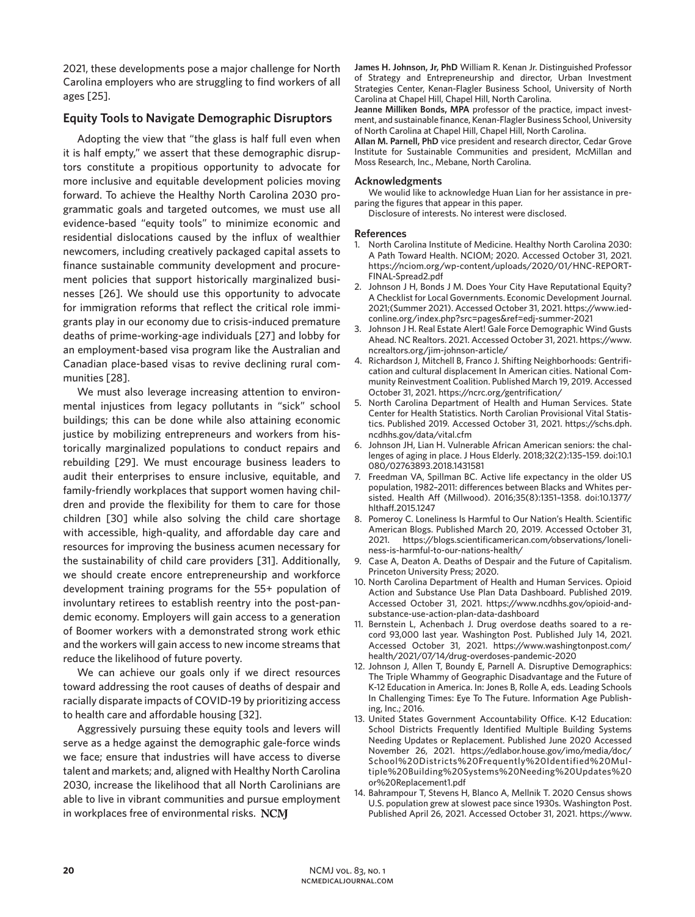2021, these developments pose a major challenge for North Carolina employers who are struggling to find workers of all ages [25].

## Equity Tools to Navigate Demographic Disruptors

Adopting the view that "the glass is half full even when it is half empty," we assert that these demographic disruptors constitute a propitious opportunity to advocate for more inclusive and equitable development policies moving forward. To achieve the Healthy North Carolina 2030 programmatic goals and targeted outcomes, we must use all evidence-based "equity tools" to minimize economic and residential dislocations caused by the influx of wealthier newcomers, including creatively packaged capital assets to finance sustainable community development and procurement policies that support historically marginalized businesses [26]. We should use this opportunity to advocate for immigration reforms that reflect the critical role immigrants play in our economy due to crisis-induced premature deaths of prime-working-age individuals [27] and lobby for an employment-based visa program like the Australian and Canadian place-based visas to revive declining rural communities [28].

We must also leverage increasing attention to environmental injustices from legacy pollutants in "sick" school buildings; this can be done while also attaining economic justice by mobilizing entrepreneurs and workers from historically marginalized populations to conduct repairs and rebuilding [29]. We must encourage business leaders to audit their enterprises to ensure inclusive, equitable, and family-friendly workplaces that support women having children and provide the flexibility for them to care for those children [30] while also solving the child care shortage with accessible, high-quality, and affordable day care and resources for improving the business acumen necessary for the sustainability of child care providers [31]. Additionally, we should create encore entrepreneurship and workforce development training programs for the 55+ population of involuntary retirees to establish reentry into the post-pandemic economy. Employers will gain access to a generation of Boomer workers with a demonstrated strong work ethic and the workers will gain access to new income streams that reduce the likelihood of future poverty.

We can achieve our goals only if we direct resources toward addressing the root causes of deaths of despair and racially disparate impacts of COVID-19 by prioritizing access to health care and affordable housing [32].

Aggressively pursuing these equity tools and levers will serve as a hedge against the demographic gale-force winds we face; ensure that industries will have access to diverse talent and markets; and, aligned with Healthy North Carolina 2030, increase the likelihood that all North Carolinians are able to live in vibrant communities and pursue employment in workplaces free of environmental risks. NCMJ

**James H. Johnson, Jr, PhD** William R. Kenan Jr. Distinguished Professor of Strategy and Entrepreneurship and director, Urban Investment Strategies Center, Kenan-Flagler Business School, University of North Carolina at Chapel Hill, Chapel Hill, North Carolina.

**Jeanne Milliken Bonds, MPA** professor of the practice, impact investment, and sustainable finance, Kenan-Flagler Business School, University of North Carolina at Chapel Hill, Chapel Hill, North Carolina.

**Allan M. Parnell, PhD** vice president and research director, Cedar Grove Institute for Sustainable Communities and president, McMillan and Moss Research, Inc., Mebane, North Carolina.

### Acknowledgments

We woulid like to acknowledge Huan Lian for her assistance in preparing the figures that appear in this paper.

Disclosure of interests. No interest were disclosed.

### References

1. North Carolina Institute of Medicine. Healthy North Carolina 2030: A Path Toward Health. NCIOM; 2020. Accessed October 31, 2021. https://nciom.org/wp-content/uploads/2020/01/HNC-REPORT-FINAL-Spread2.pdf
2. Johnson J H, Bonds J M. Does Your City Have Reputational Equity? A Checklist for Local Governments. Economic Development Journal. 2021;(Summer 2021). Accessed October 31, 2021. https://www.iedconline.org/index.php?src=pages&ref=edj-summer-2021
3. Johnson J H. Real Estate Alert! Gale Force Demographic Wind Gusts Ahead. NC Realtors. 2021. Accessed October 31, 2021. https://www.ncrealtors.org/jim-johnson-article/
4. Richardson J, Mitchell B, Franco J. Shifting Neighborhoods: Gentrification and cultural displacement In American cities. National Community Reinvestment Coalition. Published March 19, 2019. Accessed October 31, 2021. https://ncrc.org/gentrification/
5. North Carolina Department of Health and Human Services. State Center for Health Statistics. North Carolian Provisional Vital Statistics. Published 2019. Accessed October 31, 2021. https://schs.dph.ncdhhs.gov/data/vital.cfm
6. Johnson JH, Lian H. Vulnerable African American seniors: the challenges of aging in place. J Hous Elderly. 2018;32(2):135–159. doi:10.1080/02763893.2018.1431581
7. Freedman VA, Spillman BC. Active life expectancy in the older US population, 1982–2011: differences between Blacks and Whites persisted. Health Aff (Millwood). 2016;35(8):1351–1358. doi:10.1377/hlthaff.2015.1247
8. Pomeroy C. Loneliness Is Harmful to Our Nation's Health. Scientific American Blogs. Published March 20, 2019. Accessed October 31, 2021. https://blogs.scientificamerican.com/observations/loneliness-is-harmful-to-our-nations-health/
9. Case A, Deaton A. Deaths of Despair and the Future of Capitalism. Princeton University Press; 2020.
10. North Carolina Department of Health and Human Services. Opioid Action and Substance Use Plan Data Dashboard. Published 2019. Accessed October 31, 2021. https://www.ncdhhs.gov/opioid-and-substance-use-action-plan-data-dashboard
11. Bernstein L, Achenbach J. Drug overdose deaths soared to a record 93,000 last year. Washington Post. Published July 14, 2021. Accessed October 31, 2021. https://www.washingtonpost.com/health/2021/07/14/drug-overdoses-pandemic-2020
12. Johnson J, Allen T, Boundy E, Parnell A. Disruptive Demographics: The Triple Whammy of Geographic Disadvantage and the Future of K-12 Education in America. In: Jones B, Rolle A, eds. Leading Schools In Challenging Times: Eye To The Future. Information Age Publishing, Inc.; 2016.
13. United States Government Accountability Office. K-12 Education: School Districts Frequently Identified Multiple Building Systems Needing Updates or Replacement. Published June 2020 Accessed November 26, 2021. https://edlabor.house.gov/imo/media/doc/School%20Districts%20Frequently%20Identified%20Multiple%20Building%20Systems%20Needing%20Updates%20or%20Replacement1.pdf
14. Bahrampour T, Stevens H, Blanco A, Mellnik T. 2020 Census shows U.S. population grew at slowest pace since 1930s. Washington Post. Published April 26, 2021. Accessed October 31, 2021. https://www.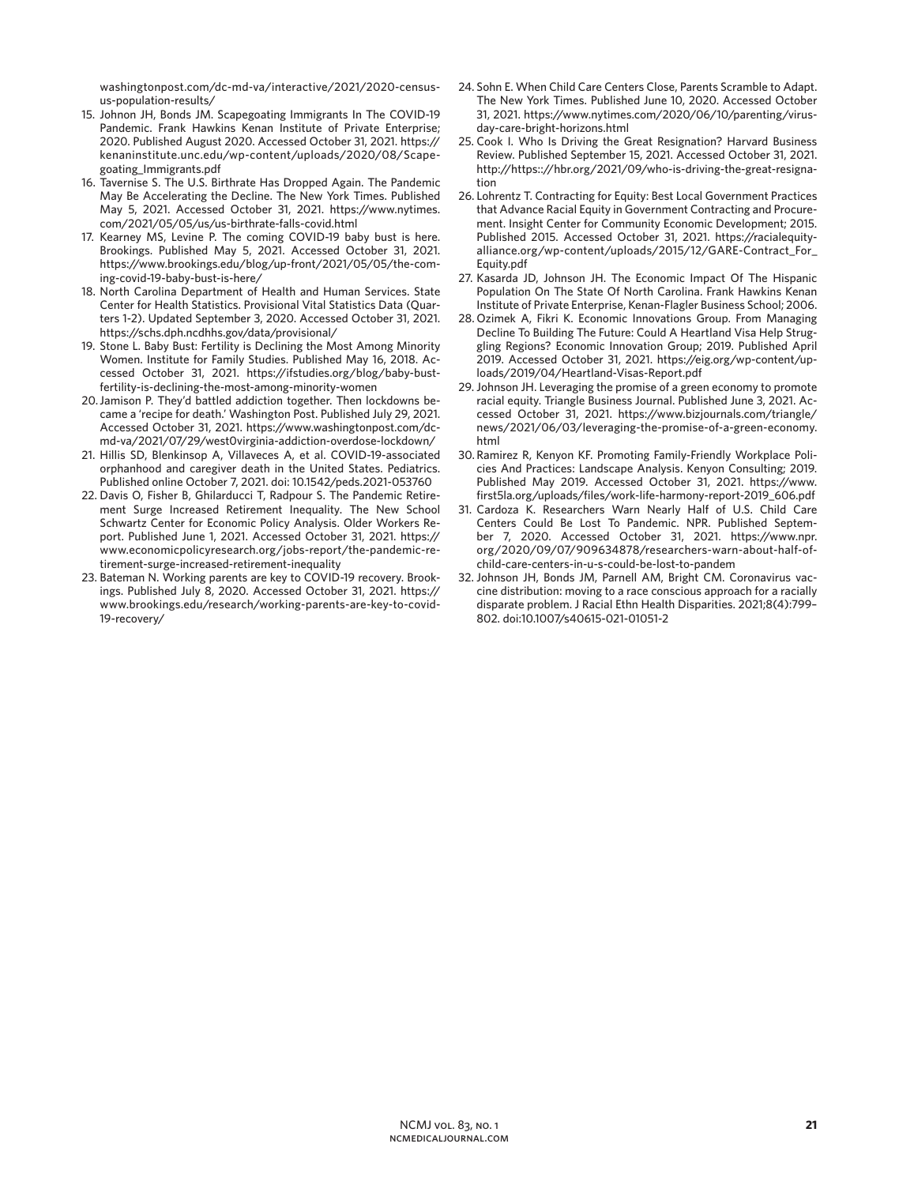washingtonpost.com/dc-md-va/interactive/2021/2020-census-us-population-results/

15. Johnon JH, Bonds JM. Scapegoating Immigrants In The COVID-19 Pandemic. Frank Hawkins Kenan Institute of Private Enterprise; 2020. Published August 2020. Accessed October 31, 2021. https://kenaninstitute.unc.edu/wp-content/uploads/2020/08/Scapegoating_Immigrants.pdf
16. Tavernise S. The U.S. Birthrate Has Dropped Again. The Pandemic May Be Accelerating the Decline. The New York Times. Published May 5, 2021. Accessed October 31, 2021. https://www.nytimes.com/2021/05/05/us/us-birthrate-falls-covid.html
17. Kearney MS, Levine P. The coming COVID-19 baby bust is here. Brookings. Published May 5, 2021. Accessed October 31, 2021. https://www.brookings.edu/blog/up-front/2021/05/05/the-coming-covid-19-baby-bust-is-here/
18. North Carolina Department of Health and Human Services. State Center for Health Statistics. Provisional Vital Statistics Data (Quarters 1-2). Updated September 3, 2020. Accessed October 31, 2021. https://schs.dph.ncdhhs.gov/data/provisional/
19. Stone L. Baby Bust: Fertility is Declining the Most Among Minority Women. Institute for Family Studies. Published May 16, 2018. Accessed October 31, 2021. https://ifstudies.org/blog/baby-bust-fertility-is-declining-the-most-among-minority-women
20. Jamison P. They'd battled addiction together. Then lockdowns became a 'recipe for death.' Washington Post. Published July 29, 2021. Accessed October 31, 2021. https://www.washingtonpost.com/dc-md-va/2021/07/29/west0virginia-addiction-overdose-lockdown/
21. Hillis SD, Blenkinsop A, Villaveces A, et al. COVID-19-associated orphanhood and caregiver death in the United States. Pediatrics. Published online October 7, 2021. doi: 10.1542/peds.2021-053760
22. Davis O, Fisher B, Ghilarducci T, Radpour S. The Pandemic Retirement Surge Increased Retirement Inequality. The New School Schwartz Center for Economic Policy Analysis. Older Workers Report. Published June 1, 2021. Accessed October 31, 2021. https://www.economicpolicyresearch.org/jobs-report/the-pandemic-retirement-surge-increased-retirement-inequality
23. Bateman N. Working parents are key to COVID-19 recovery. Brookings. Published July 8, 2020. Accessed October 31, 2021. https://www.brookings.edu/research/working-parents-are-key-to-covid-19-recovery/
24. Sohn E. When Child Care Centers Close, Parents Scramble to Adapt. The New York Times. Published June 10, 2020. Accessed October 31, 2021. https://www.nytimes.com/2020/06/10/parenting/virus-day-care-bright-horizons.html
25. Cook I. Who Is Driving the Great Resignation? Harvard Business Review. Published September 15, 2021. Accessed October 31, 2021. http://https:://hbr.org/2021/09/who-is-driving-the-great-resignation
26. Lohrentz T. Contracting for Equity: Best Local Government Practices that Advance Racial Equity in Government Contracting and Procurement. Insight Center for Community Economic Development; 2015. Published 2015. Accessed October 31, 2021. https://racialequityalliance.org/wp-content/uploads/2015/12/GARE-Contract_For_Equity.pdf
27. Kasarda JD, Johnson JH. The Economic Impact Of The Hispanic Population On The State Of North Carolina. Frank Hawkins Kenan Institute of Private Enterprise, Kenan-Flagler Business School; 2006.
28. Ozimek A, Fikri K. Economic Innovations Group. From Managing Decline To Building The Future: Could A Heartland Visa Help Struggling Regions? Economic Innovation Group; 2019. Published April 2019. Accessed October 31, 2021. https://eig.org/wp-content/uploads/2019/04/Heartland-Visas-Report.pdf
29. Johnson JH. Leveraging the promise of a green economy to promote racial equity. Triangle Business Journal. Published June 3, 2021. Accessed October 31, 2021. https://www.bizjournals.com/triangle/news/2021/06/03/leveraging-the-promise-of-a-green-economy.html
30. Ramirez R, Kenyon KF. Promoting Family-Friendly Workplace Policies And Practices: Landscape Analysis. Kenyon Consulting; 2019. Published May 2019. Accessed October 31, 2021. https://www.first5la.org/uploads/files/work-life-harmony-report-2019_606.pdf
31. Cardoza K. Researchers Warn Nearly Half of U.S. Child Care Centers Could Be Lost To Pandemic. NPR. Published September 7, 2020. Accessed October 31, 2021. https://www.npr.org/2020/09/07/909634878/researchers-warn-about-half-of-child-care-centers-in-u-s-could-be-lost-to-pandem
32. Johnson JH, Bonds JM, Parnell AM, Bright CM. Coronavirus vaccine distribution: moving to a race conscious approach for a racially disparate problem. J Racial Ethn Health Disparities. 2021;8(4):799–802. doi:10.1007/s40615-021-01051-2